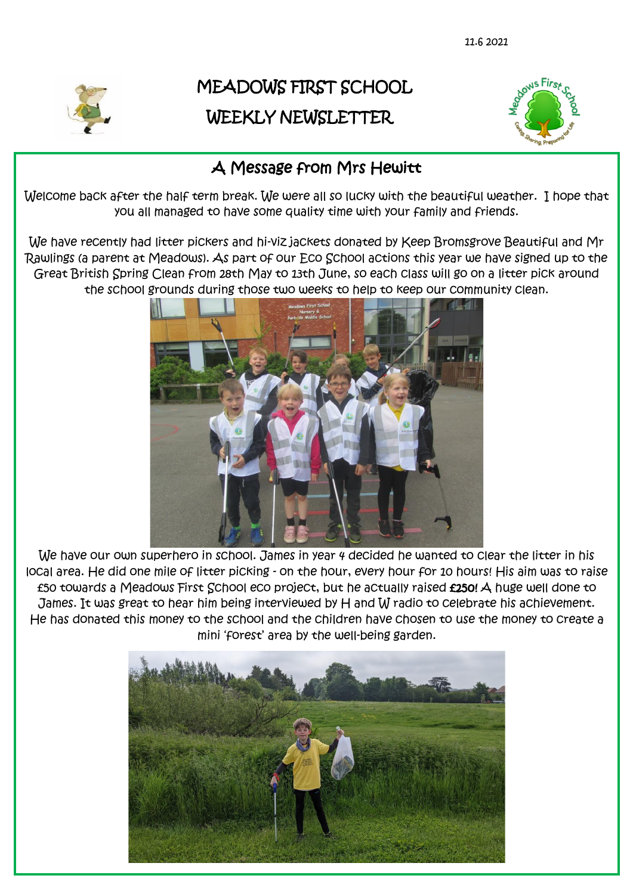11.6 2021

# MEADOWS FIRST SCHOOL

# WEEKLY NEWSLETTER

## A Message from Mrs Hewitt

Welcome back after the half term break. We were all so lucky with the beautiful weather. I hope that you all managed to have some quality time with your family and friends.

We have recently had litter pickers and hi-viz jackets donated by Keep Bromsgrove Beautiful and Mr Rawlings (a parent at Meadows). As part of our Eco School actions this year we have signed up to the Great British Spring Clean from 28th May to 13th June, so each class will go on a litter pick around the school grounds during those two weeks to help to keep our community clean.

We have our own superhero in school. James in year 4 decided he wanted to clear the litter in his local area. He did one mile of litter picking - on the hour, every hour for 10 hours! His aim was to raise £50 towards a Meadows First School eco project, but he actually raised **£250!** A huge well done to James. It was great to hear him being interviewed by H and W radio to celebrate his achievement. He has donated this money to the school and the children have chosen to use the money to create a mini 'forest' area by the well-being garden.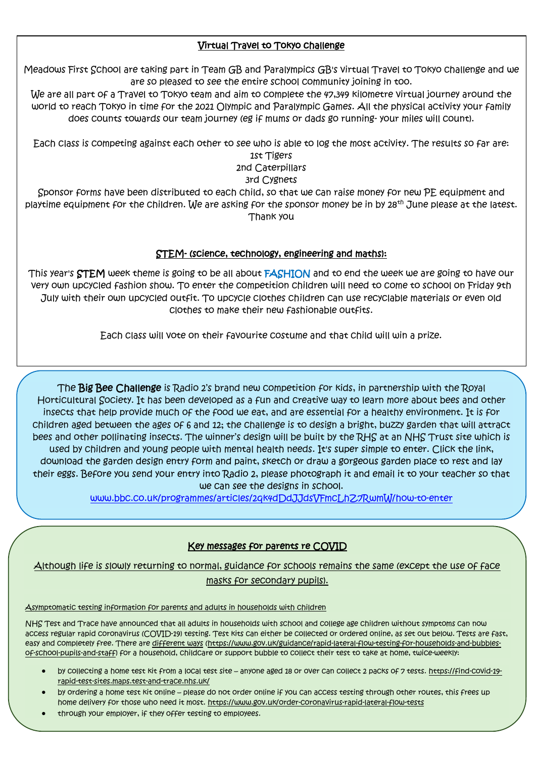## Virtual Travel to Tokyo challenge

Meadows First School are taking part in Team GB and Paralympics GB's Virtual Travel to Tokyo challenge and we are so pleased to see the entire school community joining in too.

We are all part of a Travel to Tokyo team and aim to complete the 47,349 kilometre virtual journey around the world to reach Tokyo in time for the 2021 Olympic and Paralympic Games. All the physical activity your family does counts towards our team journey (eg if mums or dads go running- your miles will count).

Each class is competing against each other to see who is able to log the most activity. The results so far are:

1st Tigers
2nd Caterpillars
3rd Cygnets

Sponsor forms have been distributed to each child, so that we can raise money for new PE equipment and playtime equipment for the children. We are asking for the sponsor money be in by 28th June please at the latest. Thank you

## STEM- (science, technology, engineering and maths):

This year's **STEM** week theme is going to be all about FASHION and to end the week we are going to have our very own upcycled fashion show. To enter the competition children will need to come to school on Friday 9th July with their own upcycled outfit. To upcycle clothes children can use recyclable materials or even old clothes to make their new fashionable outfits.

Each class will vote on their favourite costume and that child will win a prize.

The **Big Bee Challenge** is Radio 2's brand new competition for kids, in partnership with the Royal Horticultural Society. It has been developed as a fun and creative way to learn more about bees and other insects that help provide much of the food we eat, and are essential for a healthy environment. It is for children aged between the ages of 6 and 12; the challenge is to design a bright, buzzy garden that will attract bees and other pollinating insects. The winner's design will be built by the RHS at an NHS Trust site which is used by children and young people with mental health needs. It's super simple to enter. Click the link, download the garden design entry form and paint, sketch or draw a gorgeous garden place to rest and lay their eggs. Before you send your entry into Radio 2, please photograph it and email it to your teacher so that we can see the designs in school.

www.bbc.co.uk/programmes/articles/2qk4dDdJJdsVFmcLhZ7RwmW/how-to-enter

## Key messages for parents re COVID

Although life is slowly returning to normal, guidance for schools remains the same (except the use of face masks for secondary pupils).

Asymptomatic testing information for parents and adults in households with children

NHS Test and Trace have announced that all adults in households with school and college age children without symptoms can now access regular rapid coronavirus (COVID-19) testing. Test kits can either be collected or ordered online, as set out below. Tests are fast, easy and completely free. There are different ways (https://www.gov.uk/guidance/rapid-lateral-flow-testing-for-households-and-bubbles-of-school-pupils-and-staff) for a household, childcare or support bubble to collect their test to take at home, twice-weekly:

- by collecting a home test kit from a local test site – anyone aged 18 or over can collect 2 packs of 7 tests. https://find-covid-19-rapid-test-sites.maps.test-and-trace.nhs.uk/
- by ordering a home test kit online – please do not order online if you can access testing through other routes, this frees up home delivery for those who need it most. https://www.gov.uk/order-coronavirus-rapid-lateral-flow-tests
- through your employer, if they offer testing to employees.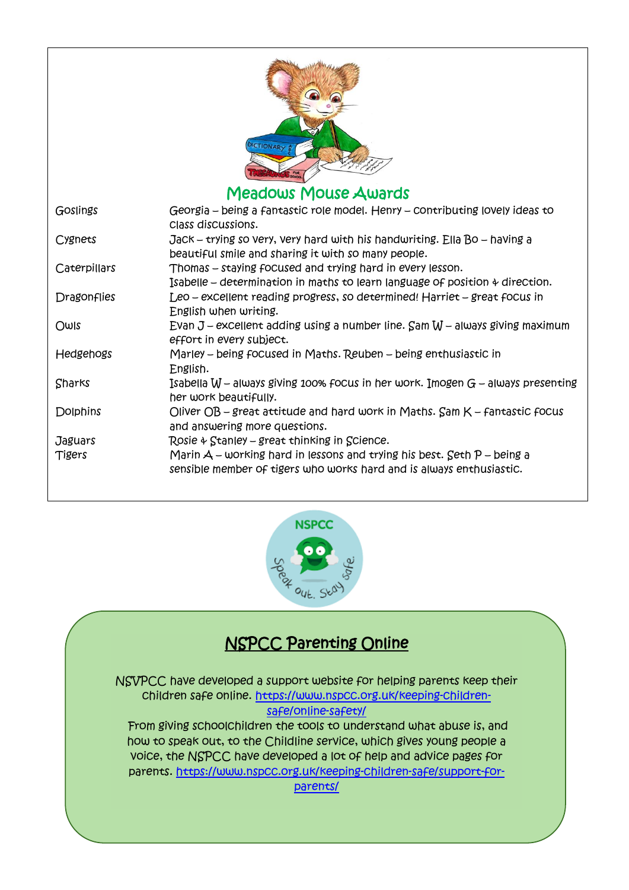## Meadows Mouse Awards

| | |
|---|---|
| Goslings | Georgia – being a fantastic role model. Henry – contributing lovely ideas to class discussions. |
| Cygnets | Jack – trying so very, very hard with his handwriting. Ella Bo – having a beautiful smile and sharing it with so many people. |
| Caterpillars | Thomas – staying focused and trying hard in every lesson. Isabelle – determination in maths to learn language of position & direction. |
| Dragonflies | Leo – excellent reading progress, so determined! Harriet – great focus in English when writing. |
| Owls | Evan J – excellent adding using a number line. Sam W – always giving maximum effort in every subject. |
| Hedgehogs | Marley – being focused in Maths. Reuben – being enthusiastic in English. |
| Sharks | Isabella W – always giving 100% focus in her work. Imogen G – always presenting her work beautifully. |
| Dolphins | Oliver OB – great attitude and hard work in Maths. Sam K – fantastic focus and answering more questions. |
| Jaguars | Rosie & Stanley – great thinking in Science. |
| Tigers | Marin A – working hard in lessons and trying his best. Seth P – being a sensible member of tigers who works hard and is always enthusiastic. |

NSPCC

Speak out. Stay safe.

## NSPCC Parenting Online

NSVPCC have developed a support website for helping parents keep their children safe online. https://www.nspcc.org.uk/keeping-children-safe/online-safety/

From giving schoolchildren the tools to understand what abuse is, and how to speak out, to the Childline service, which gives young people a voice, the NSPCC have developed a lot of help and advice pages for parents. https://www.nspcc.org.uk/keeping-children-safe/support-for-parents/